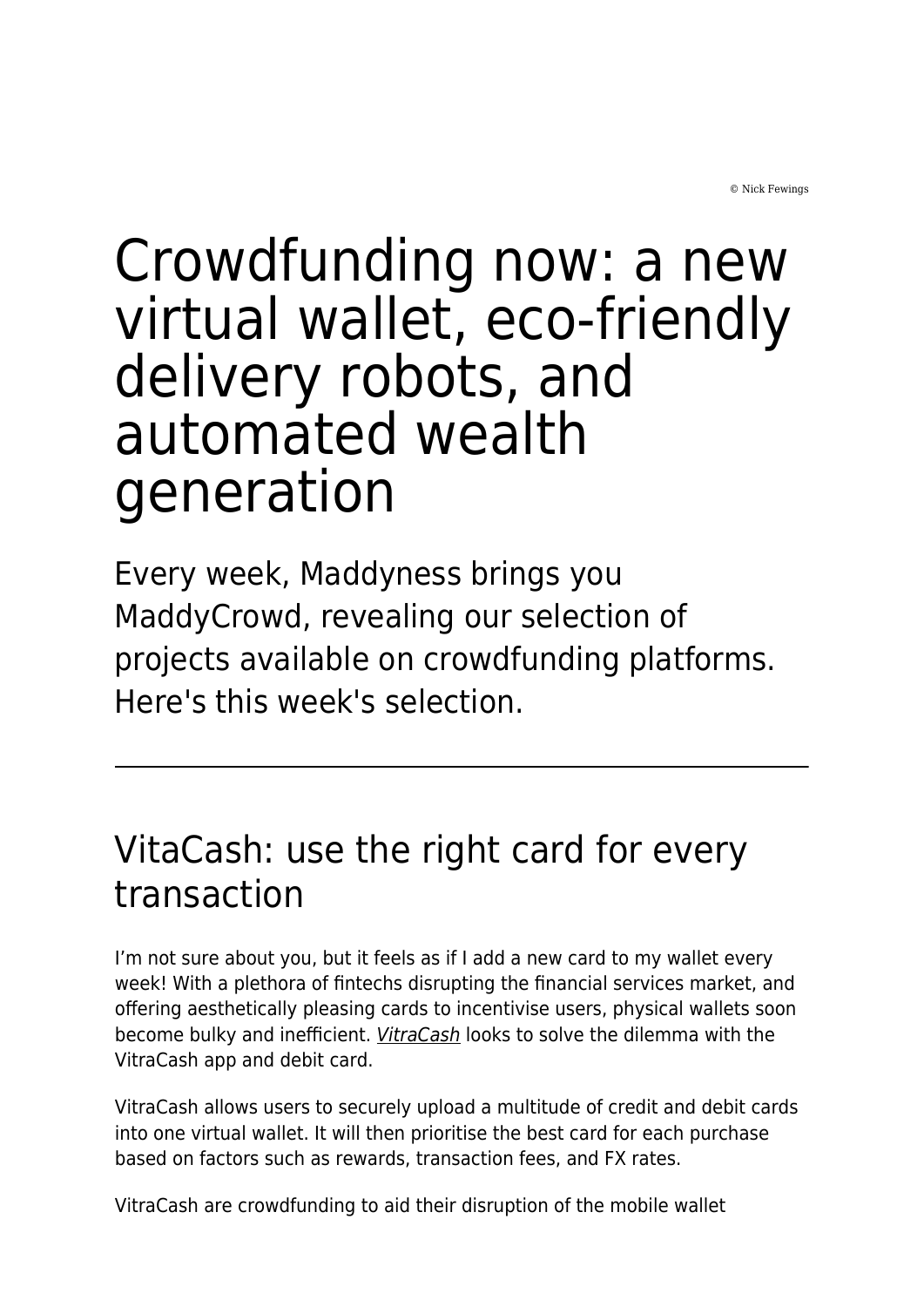© Nick Fewings

# Crowdfunding now: a new virtual wallet, eco-friendly delivery robots, and automated wealth generation

Every week, Maddyness brings you MaddyCrowd, revealing our selection of projects available on crowdfunding platforms. Here's this week's selection.

---

## VitaCash: use the right card for every transaction

I'm not sure about you, but it feels as if I add a new card to my wallet every week! With a plethora of fintechs disrupting the financial services market, and offering aesthetically pleasing cards to incentivise users, physical wallets soon become bulky and inefficient. *VitraCash* looks to solve the dilemma with the VitraCash app and debit card.

VitraCash allows users to securely upload a multitude of credit and debit cards into one virtual wallet. It will then prioritise the best card for each purchase based on factors such as rewards, transaction fees, and FX rates.

VitraCash are crowdfunding to aid their disruption of the mobile wallet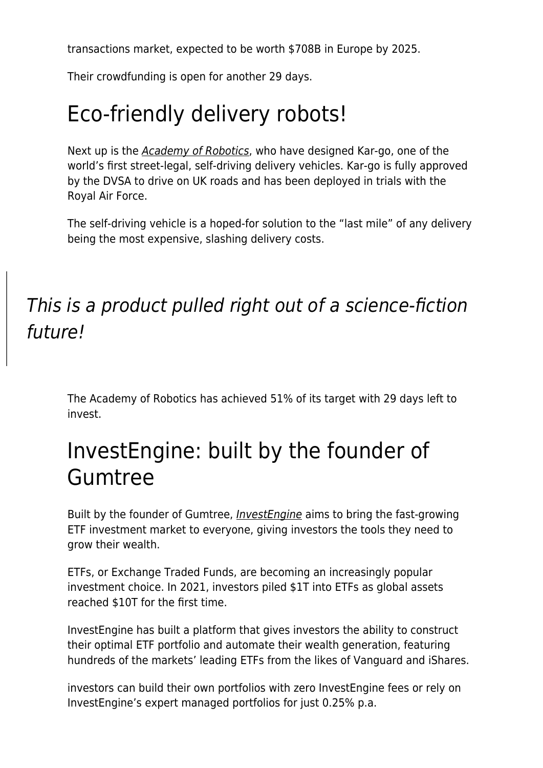transactions market, expected to be worth $708B in Europe by 2025.

Their crowdfunding is open for another 29 days.

## Eco-friendly delivery robots!

Next up is the *Academy of Robotics*, who have designed Kar-go, one of the world's first street-legal, self-driving delivery vehicles. Kar-go is fully approved by the DVSA to drive on UK roads and has been deployed in trials with the Royal Air Force.

The self-driving vehicle is a hoped-for solution to the "last mile" of any delivery being the most expensive, slashing delivery costs.

> *This is a product pulled right out of a science-fiction future!*

The Academy of Robotics has achieved 51% of its target with 29 days left to invest.

## InvestEngine: built by the founder of Gumtree

Built by the founder of Gumtree, *InvestEngine* aims to bring the fast-growing ETF investment market to everyone, giving investors the tools they need to grow their wealth.

ETFs, or Exchange Traded Funds, are becoming an increasingly popular investment choice. In 2021, investors piled $1T into ETFs as global assets reached $10T for the first time.

InvestEngine has built a platform that gives investors the ability to construct their optimal ETF portfolio and automate their wealth generation, featuring hundreds of the markets' leading ETFs from the likes of Vanguard and iShares.

investors can build their own portfolios with zero InvestEngine fees or rely on InvestEngine's expert managed portfolios for just 0.25% p.a.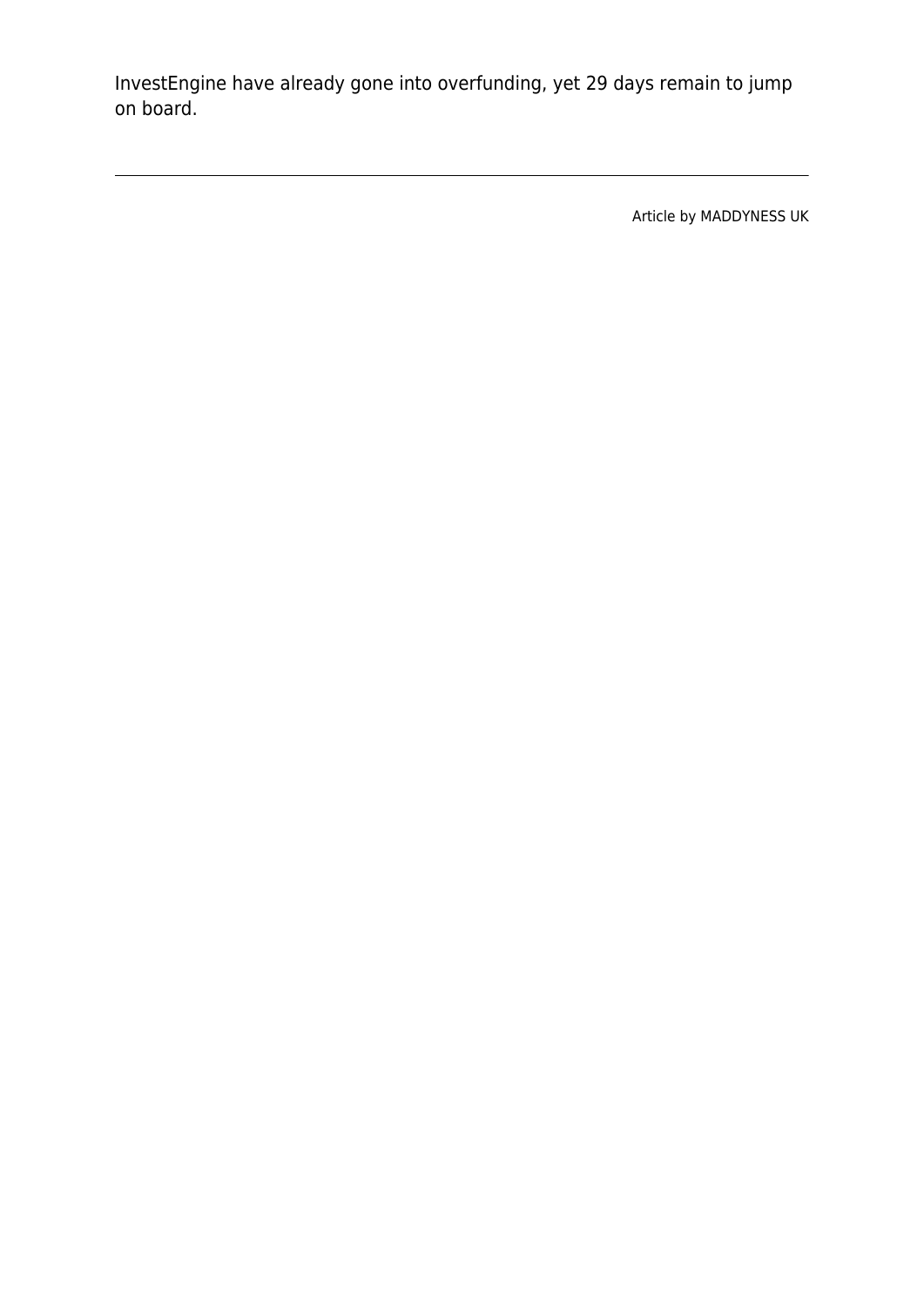InvestEngine have already gone into overfunding, yet 29 days remain to jump on board.

---

Article by MADDYNESS UK